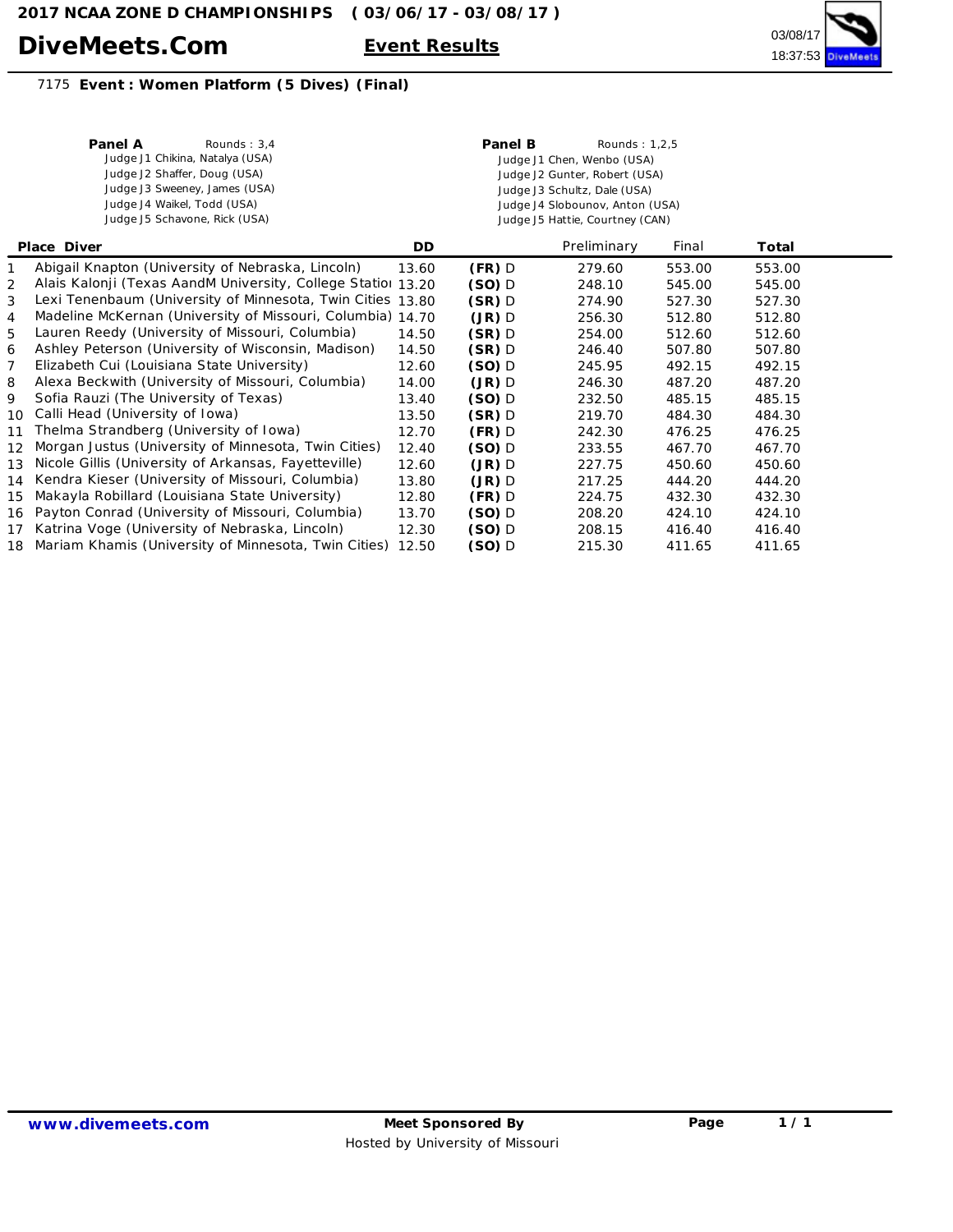# 2017 NCAA ZONE D CHAMPIONSHIPS ( 03/06/17 - 03/08/17 )

**DiveMeets.Com** — **Event Results**

03/08/17 18:37:53

## 7175 Event : Women Platform (5 Dives) (Final)

**Panel A** Rounds : 3,4
- Judge J1 Chikina, Natalya (USA)
- Judge J2 Shaffer, Doug (USA)
- Judge J3 Sweeney, James (USA)
- Judge J4 Waikel, Todd (USA)
- Judge J5 Schavone, Rick (USA)

**Panel B** Rounds : 1,2,5
- Judge J1 Chen, Wenbo (USA)
- Judge J2 Gunter, Robert (USA)
- Judge J3 Schultz, Dale (USA)
- Judge J4 Slobounov, Anton (USA)
- Judge J5 Hattie, Courtney (CAN)

| Place | Diver | DD | | Preliminary | Final | Total |
|---|---|---|---|---|---|---|
| 1 | Abigail Knapton (University of Nebraska, Lincoln) | 13.60 | **(FR)** D | 279.60 | 553.00 | 553.00 |
| 2 | Alais Kalonji (Texas AandM University, College Statioi | 13.20 | **(SO)** D | 248.10 | 545.00 | 545.00 |
| 3 | Lexi Tenenbaum (University of Minnesota, Twin Cities | 13.80 | **(SR)** D | 274.90 | 527.30 | 527.30 |
| 4 | Madeline McKernan (University of Missouri, Columbia) | 14.70 | **(JR)** D | 256.30 | 512.80 | 512.80 |
| 5 | Lauren Reedy (University of Missouri, Columbia) | 14.50 | **(SR)** D | 254.00 | 512.60 | 512.60 |
| 6 | Ashley Peterson (University of Wisconsin, Madison) | 14.50 | **(SR)** D | 246.40 | 507.80 | 507.80 |
| 7 | Elizabeth Cui (Louisiana State University) | 12.60 | **(SO)** D | 245.95 | 492.15 | 492.15 |
| 8 | Alexa Beckwith (University of Missouri, Columbia) | 14.00 | **(JR)** D | 246.30 | 487.20 | 487.20 |
| 9 | Sofia Rauzi (The University of Texas) | 13.40 | **(SO)** D | 232.50 | 485.15 | 485.15 |
| 10 | Calli Head (University of Iowa) | 13.50 | **(SR)** D | 219.70 | 484.30 | 484.30 |
| 11 | Thelma Strandberg (University of Iowa) | 12.70 | **(FR)** D | 242.30 | 476.25 | 476.25 |
| 12 | Morgan Justus (University of Minnesota, Twin Cities) | 12.40 | **(SO)** D | 233.55 | 467.70 | 467.70 |
| 13 | Nicole Gillis (University of Arkansas, Fayetteville) | 12.60 | **(JR)** D | 227.75 | 450.60 | 450.60 |
| 14 | Kendra Kieser (University of Missouri, Columbia) | 13.80 | **(JR)** D | 217.25 | 444.20 | 444.20 |
| 15 | Makayla Robillard (Louisiana State University) | 12.80 | **(FR)** D | 224.75 | 432.30 | 432.30 |
| 16 | Payton Conrad (University of Missouri, Columbia) | 13.70 | **(SO)** D | 208.20 | 424.10 | 424.10 |
| 17 | Katrina Voge (University of Nebraska, Lincoln) | 12.30 | **(SO)** D | 208.15 | 416.40 | 416.40 |
| 18 | Mariam Khamis (University of Minnesota, Twin Cities) | 12.50 | **(SO)** D | 215.30 | 411.65 | 411.65 |

www.divemeets.com

**Meet Sponsored By**
Hosted by University of Missouri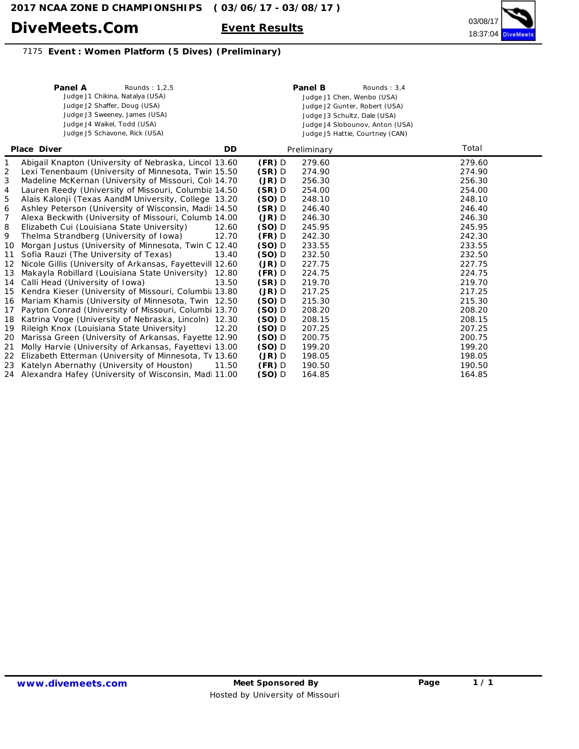# 2017 NCAA ZONE D CHAMPIONSHIPS ( 03/06/17 - 03/08/17 )

**DiveMeets.Com** **Event Results**

03/08/17
18:37:04

7175 **Event : Women Platform (5 Dives) (Preliminary)**

**Panel A** Rounds : 1,2,5
Judge J1 Chikina, Natalya (USA)
Judge J2 Shaffer, Doug (USA)
Judge J3 Sweeney, James (USA)
Judge J4 Waikel, Todd (USA)
Judge J5 Schavone, Rick (USA)

**Panel B** Rounds : 3,4
Judge J1 Chen, Wenbo (USA)
Judge J2 Gunter, Robert (USA)
Judge J3 Schultz, Dale (USA)
Judge J4 Slobounov, Anton (USA)
Judge J5 Hattie, Courtney (CAN)

| Place | Diver | DD | | Preliminary | Total |
|---|---|---|---|---|---|
| 1 | Abigail Knapton (University of Nebraska, Lincol | 13.60 | **(FR)** D | 279.60 | 279.60 |
| 2 | Lexi Tenenbaum (University of Minnesota, Twin | 15.50 | **(SR)** D | 274.90 | 274.90 |
| 3 | Madeline McKernan (University of Missouri, Col | 14.70 | **(JR)** D | 256.30 | 256.30 |
| 4 | Lauren Reedy (University of Missouri, Columbia | 14.50 | **(SR)** D | 254.00 | 254.00 |
| 5 | Alais Kalonji (Texas AandM University, College | 13.20 | **(SO)** D | 248.10 | 248.10 |
| 6 | Ashley Peterson (University of Wisconsin, Madi | 14.50 | **(SR)** D | 246.40 | 246.40 |
| 7 | Alexa Beckwith (University of Missouri, Columb | 14.00 | **(JR)** D | 246.30 | 246.30 |
| 8 | Elizabeth Cui (Louisiana State University) | 12.60 | **(SO)** D | 245.95 | 245.95 |
| 9 | Thelma Strandberg (University of Iowa) | 12.70 | **(FR)** D | 242.30 | 242.30 |
| 10 | Morgan Justus (University of Minnesota, Twin C | 12.40 | **(SO)** D | 233.55 | 233.55 |
| 11 | Sofia Rauzi (The University of Texas) | 13.40 | **(SO)** D | 232.50 | 232.50 |
| 12 | Nicole Gillis (University of Arkansas, Fayettevill | 12.60 | **(JR)** D | 227.75 | 227.75 |
| 13 | Makayla Robillard (Louisiana State University) | 12.80 | **(FR)** D | 224.75 | 224.75 |
| 14 | Calli Head (University of Iowa) | 13.50 | **(SR)** D | 219.70 | 219.70 |
| 15 | Kendra Kieser (University of Missouri, Columbia | 13.80 | **(JR)** D | 217.25 | 217.25 |
| 16 | Mariam Khamis (University of Minnesota, Twin | 12.50 | **(SO)** D | 215.30 | 215.30 |
| 17 | Payton Conrad (University of Missouri, Columbi | 13.70 | **(SO)** D | 208.20 | 208.20 |
| 18 | Katrina Voge (University of Nebraska, Lincoln) | 12.30 | **(SO)** D | 208.15 | 208.15 |
| 19 | Rileigh Knox (Louisiana State University) | 12.20 | **(SO)** D | 207.25 | 207.25 |
| 20 | Marissa Green (University of Arkansas, Fayette | 12.90 | **(SO)** D | 200.75 | 200.75 |
| 21 | Molly Harvie (University of Arkansas, Fayettevi | 13.00 | **(SO)** D | 199.20 | 199.20 |
| 22 | Elizabeth Etterman (University of Minnesota, Tv | 13.60 | **(JR)** D | 198.05 | 198.05 |
| 23 | Katelyn Abernathy (University of Houston) | 11.50 | **(FR)** D | 190.50 | 190.50 |
| 24 | Alexandra Hafey (University of Wisconsin, Madi | 11.00 | **(SO)** D | 164.85 | 164.85 |

**www.divemeets.com** **Meet Sponsored By**
Hosted by University of Missouri